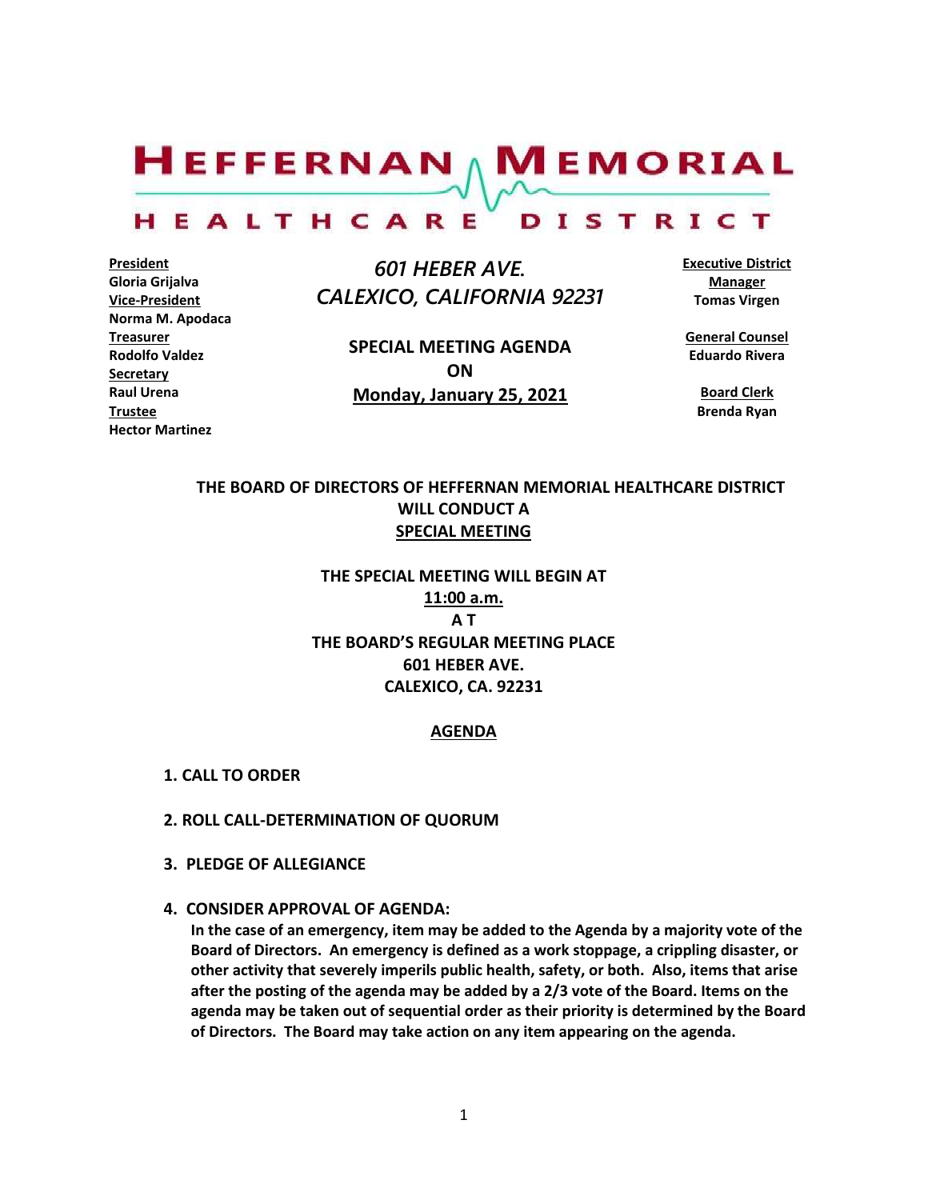# HEFFERNAN MEMORIAL HEALTHCARE DISTRICT

**President**
**Gloria Grijalva**
**Vice-President**
**Norma M. Apodaca**
**Treasurer**
**Rodolfo Valdez**
**Secretary**
**Raul Urena**
**Trustee**
**Hector Martinez**

*601 HEBER AVE.*
*CALEXICO, CALIFORNIA 92231*

**SPECIAL MEETING AGENDA**
**ON**
**Monday, January 25, 2021**

**Executive District Manager**
**Tomas Virgen**

**General Counsel**
**Eduardo Rivera**

**Board Clerk**
**Brenda Ryan**

**THE BOARD OF DIRECTORS OF HEFFERNAN MEMORIAL HEALTHCARE DISTRICT WILL CONDUCT A SPECIAL MEETING**

**THE SPECIAL MEETING WILL BEGIN AT**
**11:00 a.m.**
**A T**
**THE BOARD'S REGULAR MEETING PLACE**
**601 HEBER AVE.**
**CALEXICO, CA. 92231**

## AGENDA

1. **CALL TO ORDER**

2. **ROLL CALL-DETERMINATION OF QUORUM**

3. **PLEDGE OF ALLEGIANCE**

4. **CONSIDER APPROVAL OF AGENDA:**
   **In the case of an emergency, item may be added to the Agenda by a majority vote of the Board of Directors. An emergency is defined as a work stoppage, a crippling disaster, or other activity that severely imperils public health, safety, or both. Also, items that arise after the posting of the agenda may be added by a 2/3 vote of the Board. Items on the agenda may be taken out of sequential order as their priority is determined by the Board of Directors. The Board may take action on any item appearing on the agenda.**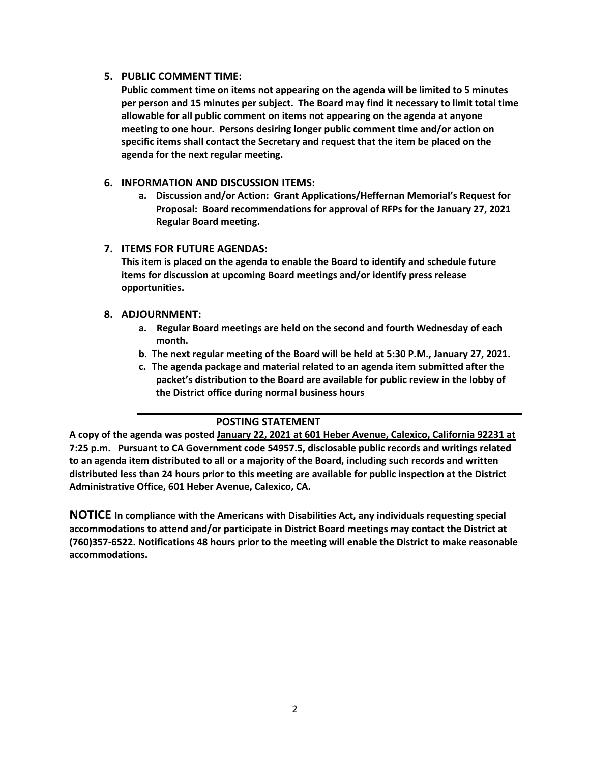5. **PUBLIC COMMENT TIME:**

   **Public comment time on items not appearing on the agenda will be limited to 5 minutes per person and 15 minutes per subject. The Board may find it necessary to limit total time allowable for all public comment on items not appearing on the agenda at anyone meeting to one hour. Persons desiring longer public comment time and/or action on specific items shall contact the Secretary and request that the item be placed on the agenda for the next regular meeting.**

6. **INFORMATION AND DISCUSSION ITEMS:**
   a. **Discussion and/or Action: Grant Applications/Heffernan Memorial's Request for Proposal: Board recommendations for approval of RFPs for the January 27, 2021 Regular Board meeting.**

7. **ITEMS FOR FUTURE AGENDAS:**

   **This item is placed on the agenda to enable the Board to identify and schedule future items for discussion at upcoming Board meetings and/or identify press release opportunities.**

8. **ADJOURNMENT:**
   a. **Regular Board meetings are held on the second and fourth Wednesday of each month.**
   b. **The next regular meeting of the Board will be held at 5:30 P.M., January 27, 2021.**
   c. **The agenda package and material related to an agenda item submitted after the packet's distribution to the Board are available for public review in the lobby of the District office during normal business hours**

**POSTING STATEMENT**

**A copy of the agenda was posted January 22, 2021 at 601 Heber Avenue, Calexico, California 92231 at 7:25 p.m. Pursuant to CA Government code 54957.5, disclosable public records and writings related to an agenda item distributed to all or a majority of the Board, including such records and written distributed less than 24 hours prior to this meeting are available for public inspection at the District Administrative Office, 601 Heber Avenue, Calexico, CA.**

**NOTICE In compliance with the Americans with Disabilities Act, any individuals requesting special accommodations to attend and/or participate in District Board meetings may contact the District at (760)357-6522. Notifications 48 hours prior to the meeting will enable the District to make reasonable accommodations.**